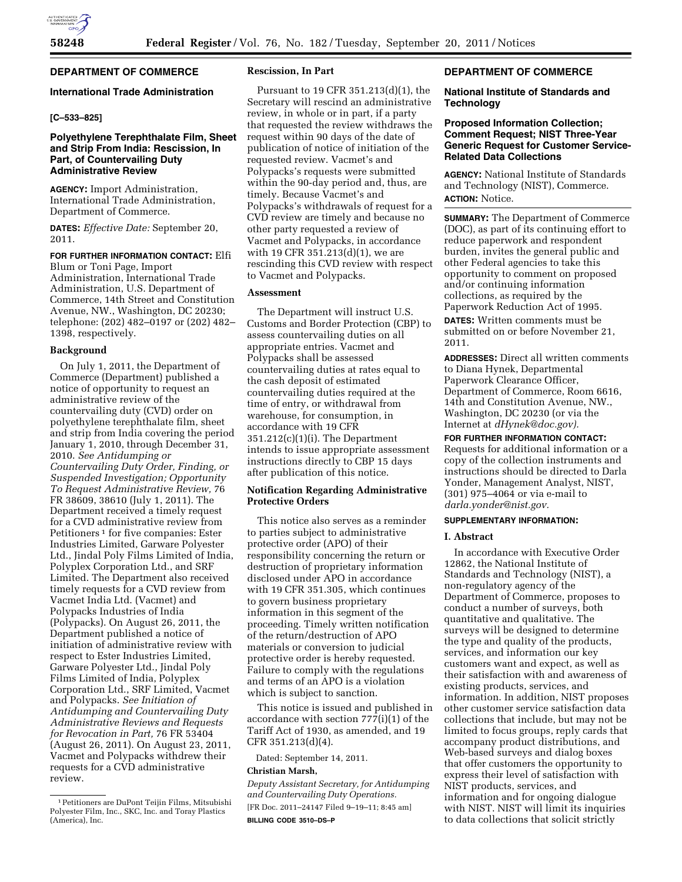## DEPARTMENT OF COMMERCE

### International Trade Administration

**[C–533–825]**

### Polyethylene Terephthalate Film, Sheet and Strip From India: Rescission, In Part, of Countervailing Duty Administrative Review

**AGENCY:** Import Administration, International Trade Administration, Department of Commerce.

**DATES:** *Effective Date:* September 20, 2011.

**FOR FURTHER INFORMATION CONTACT:** Elfi Blum or Toni Page, Import Administration, International Trade Administration, U.S. Department of Commerce, 14th Street and Constitution Avenue, NW., Washington, DC 20230; telephone: (202) 482–0197 or (202) 482–1398, respectively.

**Background**

On July 1, 2011, the Department of Commerce (Department) published a notice of opportunity to request an administrative review of the countervailing duty (CVD) order on polyethylene terephthalate film, sheet and strip from India covering the period January 1, 2010, through December 31, 2010. *See Antidumping or Countervailing Duty Order, Finding, or Suspended Investigation; Opportunity To Request Administrative Review,* 76 FR 38609, 38610 (July 1, 2011). The Department received a timely request for a CVD administrative review from Petitioners [1] for five companies: Ester Industries Limited, Garware Polyester Ltd., Jindal Poly Films Limited of India, Polyplex Corporation Ltd., and SRF Limited. The Department also received timely requests for a CVD review from Vacmet India Ltd. (Vacmet) and Polypacks Industries of India (Polypacks). On August 26, 2011, the Department published a notice of initiation of administrative review with respect to Ester Industries Limited, Garware Polyester Ltd., Jindal Poly Films Limited of India, Polyplex Corporation Ltd., SRF Limited, Vacmet and Polypacks. *See Initiation of Antidumping and Countervailing Duty Administrative Reviews and Requests for Revocation in Part,* 76 FR 53404 (August 26, 2011). On August 23, 2011, Vacmet and Polypacks withdrew their requests for a CVD administrative review.

[1] Petitioners are DuPont Teijin Films, Mitsubishi Polyester Film, Inc., SKC, Inc. and Toray Plastics (America), Inc.

**Rescission, In Part**

Pursuant to 19 CFR 351.213(d)(1), the Secretary will rescind an administrative review, in whole or in part, if a party that requested the review withdraws the request within 90 days of the date of publication of notice of initiation of the requested review. Vacmet's and Polypacks's requests were submitted within the 90-day period and, thus, are timely. Because Vacmet's and Polypacks's withdrawals of request for a CVD review are timely and because no other party requested a review of Vacmet and Polypacks, in accordance with 19 CFR 351.213(d)(1), we are rescinding this CVD review with respect to Vacmet and Polypacks.

**Assessment**

The Department will instruct U.S. Customs and Border Protection (CBP) to assess countervailing duties on all appropriate entries. Vacmet and Polypacks shall be assessed countervailing duties at rates equal to the cash deposit of estimated countervailing duties required at the time of entry, or withdrawal from warehouse, for consumption, in accordance with 19 CFR 351.212(c)(1)(i). The Department intends to issue appropriate assessment instructions directly to CBP 15 days after publication of this notice.

**Notification Regarding Administrative Protective Orders**

This notice also serves as a reminder to parties subject to administrative protective order (APO) of their responsibility concerning the return or destruction of proprietary information disclosed under APO in accordance with 19 CFR 351.305, which continues to govern business proprietary information in this segment of the proceeding. Timely written notification of the return/destruction of APO materials or conversion to judicial protective order is hereby requested. Failure to comply with the regulations and terms of an APO is a violation which is subject to sanction.

This notice is issued and published in accordance with section 777(i)(1) of the Tariff Act of 1930, as amended, and 19 CFR 351.213(d)(4).

Dated: September 14, 2011.

**Christian Marsh,**

*Deputy Assistant Secretary, for Antidumping and Countervailing Duty Operations.*

[FR Doc. 2011–24147 Filed 9–19–11; 8:45 am]

**BILLING CODE 3510–DS–P**

## DEPARTMENT OF COMMERCE

### National Institute of Standards and Technology

### Proposed Information Collection; Comment Request; NIST Three-Year Generic Request for Customer Service-Related Data Collections

**AGENCY:** National Institute of Standards and Technology (NIST), Commerce.

**ACTION:** Notice.

**SUMMARY:** The Department of Commerce (DOC), as part of its continuing effort to reduce paperwork and respondent burden, invites the general public and other Federal agencies to take this opportunity to comment on proposed and/or continuing information collections, as required by the Paperwork Reduction Act of 1995.

**DATES:** Written comments must be submitted on or before November 21, 2011.

**ADDRESSES:** Direct all written comments to Diana Hynek, Departmental Paperwork Clearance Officer, Department of Commerce, Room 6616, 14th and Constitution Avenue, NW., Washington, DC 20230 (or via the Internet at *dHynek@doc.gov).*

**FOR FURTHER INFORMATION CONTACT:** Requests for additional information or a copy of the collection instruments and instructions should be directed to Darla Yonder, Management Analyst, NIST, (301) 975–4064 or via e-mail to *darla.yonder@nist.gov.*

**SUPPLEMENTARY INFORMATION:**

**I. Abstract**

In accordance with Executive Order 12862, the National Institute of Standards and Technology (NIST), a non-regulatory agency of the Department of Commerce, proposes to conduct a number of surveys, both quantitative and qualitative. The surveys will be designed to determine the type and quality of the products, services, and information our key customers want and expect, as well as their satisfaction with and awareness of existing products, services, and information. In addition, NIST proposes other customer service satisfaction data collections that include, but may not be limited to focus groups, reply cards that accompany product distributions, and Web-based surveys and dialog boxes that offer customers the opportunity to express their level of satisfaction with NIST products, services, and information and for ongoing dialogue with NIST. NIST will limit its inquiries to data collections that solicit strictly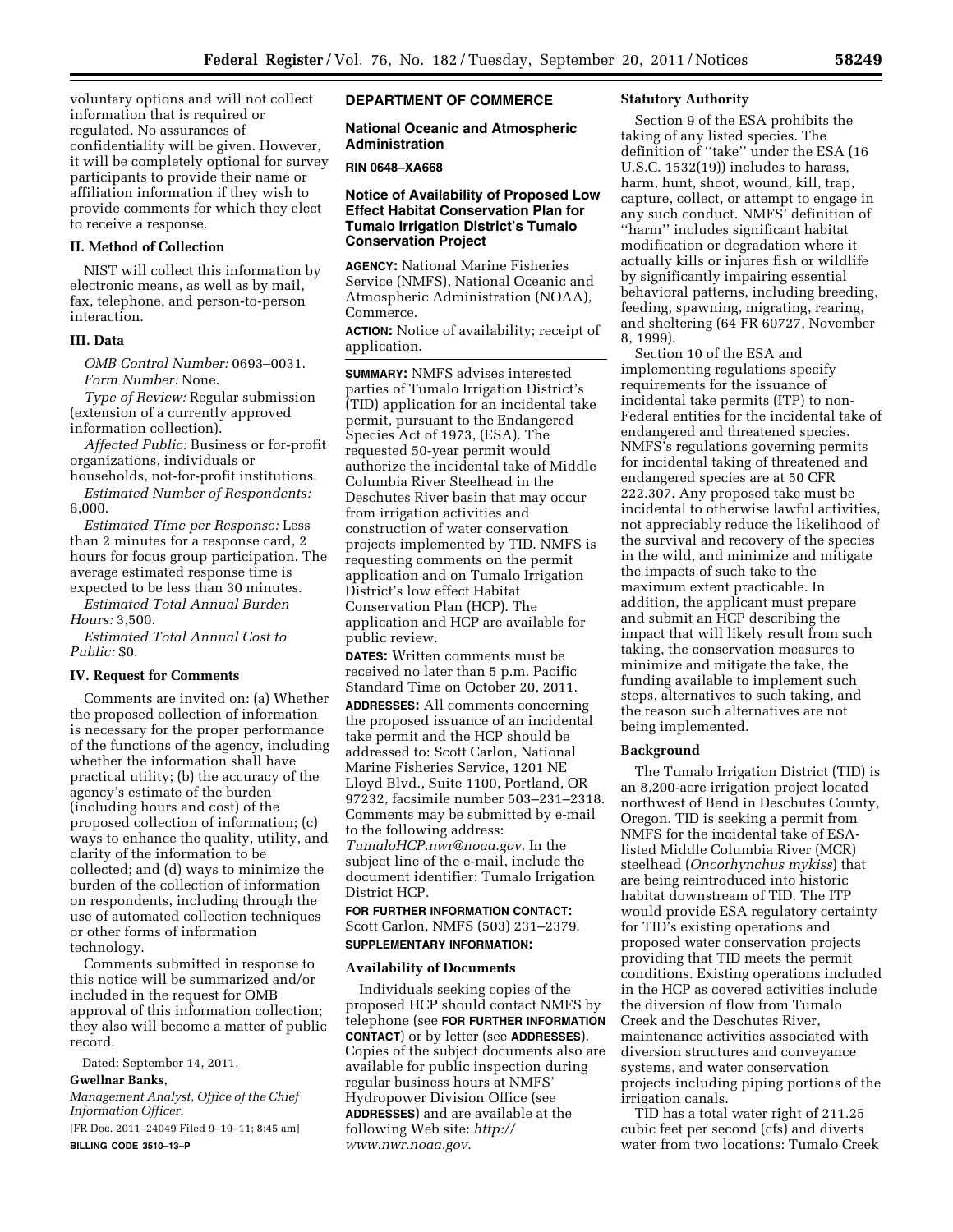voluntary options and will not collect information that is required or regulated. No assurances of confidentiality will be given. However, it will be completely optional for survey participants to provide their name or affiliation information if they wish to provide comments for which they elect to receive a response.

## II. Method of Collection

NIST will collect this information by electronic means, as well as by mail, fax, telephone, and person-to-person interaction.

## III. Data

*OMB Control Number:* 0693–0031.

*Form Number:* None.

*Type of Review:* Regular submission (extension of a currently approved information collection).

*Affected Public:* Business or for-profit organizations, individuals or households, not-for-profit institutions.

*Estimated Number of Respondents:* 6,000.

*Estimated Time per Response:* Less than 2 minutes for a response card, 2 hours for focus group participation. The average estimated response time is expected to be less than 30 minutes.

*Estimated Total Annual Burden Hours:* 3,500.

*Estimated Total Annual Cost to Public:* $0.

## IV. Request for Comments

Comments are invited on: (a) Whether the proposed collection of information is necessary for the proper performance of the functions of the agency, including whether the information shall have practical utility; (b) the accuracy of the agency's estimate of the burden (including hours and cost) of the proposed collection of information; (c) ways to enhance the quality, utility, and clarity of the information to be collected; and (d) ways to minimize the burden of the collection of information on respondents, including through the use of automated collection techniques or other forms of information technology.

Comments submitted in response to this notice will be summarized and/or included in the request for OMB approval of this information collection; they also will become a matter of public record.

Dated: September 14, 2011.

**Gwellnar Banks,**

*Management Analyst, Office of the Chief Information Officer.*

[FR Doc. 2011–24049 Filed 9–19–11; 8:45 am]

**BILLING CODE 3510–13–P**

# DEPARTMENT OF COMMERCE

## National Oceanic and Atmospheric Administration

**RIN 0648–XA668**

## Notice of Availability of Proposed Low Effect Habitat Conservation Plan for Tumalo Irrigation District's Tumalo Conservation Project

**AGENCY:** National Marine Fisheries Service (NMFS), National Oceanic and Atmospheric Administration (NOAA), Commerce.

**ACTION:** Notice of availability; receipt of application.

**SUMMARY:** NMFS advises interested parties of Tumalo Irrigation District's (TID) application for an incidental take permit, pursuant to the Endangered Species Act of 1973, (ESA). The requested 50-year permit would authorize the incidental take of Middle Columbia River Steelhead in the Deschutes River basin that may occur from irrigation activities and construction of water conservation projects implemented by TID. NMFS is requesting comments on the permit application and on Tumalo Irrigation District's low effect Habitat Conservation Plan (HCP). The application and HCP are available for public review.

**DATES:** Written comments must be received no later than 5 p.m. Pacific Standard Time on October 20, 2011.

**ADDRESSES:** All comments concerning the proposed issuance of an incidental take permit and the HCP should be addressed to: Scott Carlon, National Marine Fisheries Service, 1201 NE Lloyd Blvd., Suite 1100, Portland, OR 97232, facsimile number 503–231–2318. Comments may be submitted by e-mail to the following address: *TumaloHCP.nwr@noaa.gov.* In the subject line of the e-mail, include the document identifier: Tumalo Irrigation District HCP.

**FOR FURTHER INFORMATION CONTACT:** Scott Carlon, NMFS (503) 231–2379.

**SUPPLEMENTARY INFORMATION:**

### Availability of Documents

Individuals seeking copies of the proposed HCP should contact NMFS by telephone (see **FOR FURTHER INFORMATION CONTACT**) or by letter (see **ADDRESSES**). Copies of the subject documents also are available for public inspection during regular business hours at NMFS' Hydropower Division Office (see **ADDRESSES**) and are available at the following Web site: *http://www.nwr.noaa.gov.*

### Statutory Authority

Section 9 of the ESA prohibits the taking of any listed species. The definition of "take" under the ESA (16 U.S.C. 1532(19)) includes to harass, harm, hunt, shoot, wound, kill, trap, capture, collect, or attempt to engage in any such conduct. NMFS' definition of "harm" includes significant habitat modification or degradation where it actually kills or injures fish or wildlife by significantly impairing essential behavioral patterns, including breeding, feeding, spawning, migrating, rearing, and sheltering (64 FR 60727, November 8, 1999).

Section 10 of the ESA and implementing regulations specify requirements for the issuance of incidental take permits (ITP) to non-Federal entities for the incidental take of endangered and threatened species. NMFS's regulations governing permits for incidental taking of threatened and endangered species are at 50 CFR 222.307. Any proposed take must be incidental to otherwise lawful activities, not appreciably reduce the likelihood of the survival and recovery of the species in the wild, and minimize and mitigate the impacts of such take to the maximum extent practicable. In addition, the applicant must prepare and submit an HCP describing the impact that will likely result from such taking, the conservation measures to minimize and mitigate the take, the funding available to implement such steps, alternatives to such taking, and the reason such alternatives are not being implemented.

### Background

The Tumalo Irrigation District (TID) is an 8,200-acre irrigation project located northwest of Bend in Deschutes County, Oregon. TID is seeking a permit from NMFS for the incidental take of ESA-listed Middle Columbia River (MCR) steelhead (*Oncorhynchus mykiss*) that are being reintroduced into historic habitat downstream of TID. The ITP would provide ESA regulatory certainty for TID's existing operations and proposed water conservation projects providing that TID meets the permit conditions. Existing operations included in the HCP as covered activities include the diversion of flow from Tumalo Creek and the Deschutes River, maintenance activities associated with diversion structures and conveyance systems, and water conservation projects including piping portions of the irrigation canals.

TID has a total water right of 211.25 cubic feet per second (cfs) and diverts water from two locations: Tumalo Creek